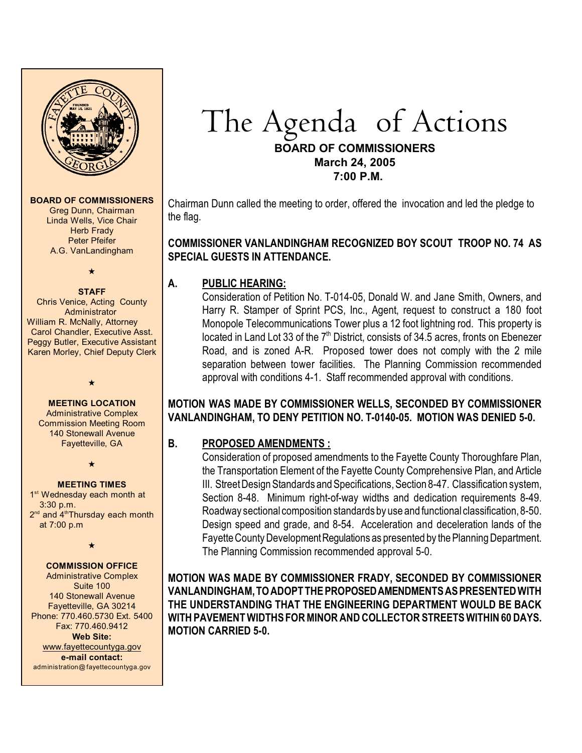# The Agenda of Actions

**BOARD OF COMMISSIONERS**
**March 24, 2005**
**7:00 P.M.**

**BOARD OF COMMISSIONERS**
Greg Dunn, Chairman
Linda Wells, Vice Chair
Herb Frady
Peter Pfeifer
A.G. VanLandingham

★

**STAFF**
Chris Venice, Acting County Administrator
William R. McNally, Attorney
Carol Chandler, Executive Asst.
Peggy Butler, Executive Assistant
Karen Morley, Chief Deputy Clerk

★

**MEETING LOCATION**
Administrative Complex
Commission Meeting Room
140 Stonewall Avenue
Fayetteville, GA

★

**MEETING TIMES**
1st Wednesday each month at 3:30 p.m.
2nd and 4th Thursday each month at 7:00 p.m

★

**COMMISSION OFFICE**
Administrative Complex
Suite 100
140 Stonewall Avenue
Fayetteville, GA 30214
Phone: 770.460.5730 Ext. 5400
Fax: 770.460.9412
**Web Site:**
www.fayettecountyga.gov
**e-mail contact:**
administration@fayettecountyga.gov

---

Chairman Dunn called the meeting to order, offered the invocation and led the pledge to the flag.

**COMMISSIONER VANLANDINGHAM RECOGNIZED BOY SCOUT TROOP NO. 74 AS SPECIAL GUESTS IN ATTENDANCE.**

**A. PUBLIC HEARING:**

Consideration of Petition No. T-014-05, Donald W. and Jane Smith, Owners, and Harry R. Stamper of Sprint PCS, Inc., Agent, request to construct a 180 foot Monopole Telecommunications Tower plus a 12 foot lightning rod. This property is located in Land Lot 33 of the 7th District, consists of 34.5 acres, fronts on Ebenezer Road, and is zoned A-R. Proposed tower does not comply with the 2 mile separation between tower facilities. The Planning Commission recommended approval with conditions 4-1. Staff recommended approval with conditions.

**MOTION WAS MADE BY COMMISSIONER WELLS, SECONDED BY COMMISSIONER VANLANDINGHAM, TO DENY PETITION NO. T-0140-05. MOTION WAS DENIED 5-0.**

**B. PROPOSED AMENDMENTS :**

Consideration of proposed amendments to the Fayette County Thoroughfare Plan, the Transportation Element of the Fayette County Comprehensive Plan, and Article III. Street Design Standards and Specifications, Section 8-47. Classification system, Section 8-48. Minimum right-of-way widths and dedication requirements 8-49. Roadway sectional composition standards by use and functional classification, 8-50. Design speed and grade, and 8-54. Acceleration and deceleration lands of the Fayette County Development Regulations as presented by the Planning Department. The Planning Commission recommended approval 5-0.

**MOTION WAS MADE BY COMMISSIONER FRADY, SECONDED BY COMMISSIONER VANLANDINGHAM, TO ADOPT THE PROPOSED AMENDMENTS AS PRESENTED WITH THE UNDERSTANDING THAT THE ENGINEERING DEPARTMENT WOULD BE BACK WITH PAVEMENT WIDTHS FOR MINOR AND COLLECTOR STREETS WITHIN 60 DAYS. MOTION CARRIED 5-0.**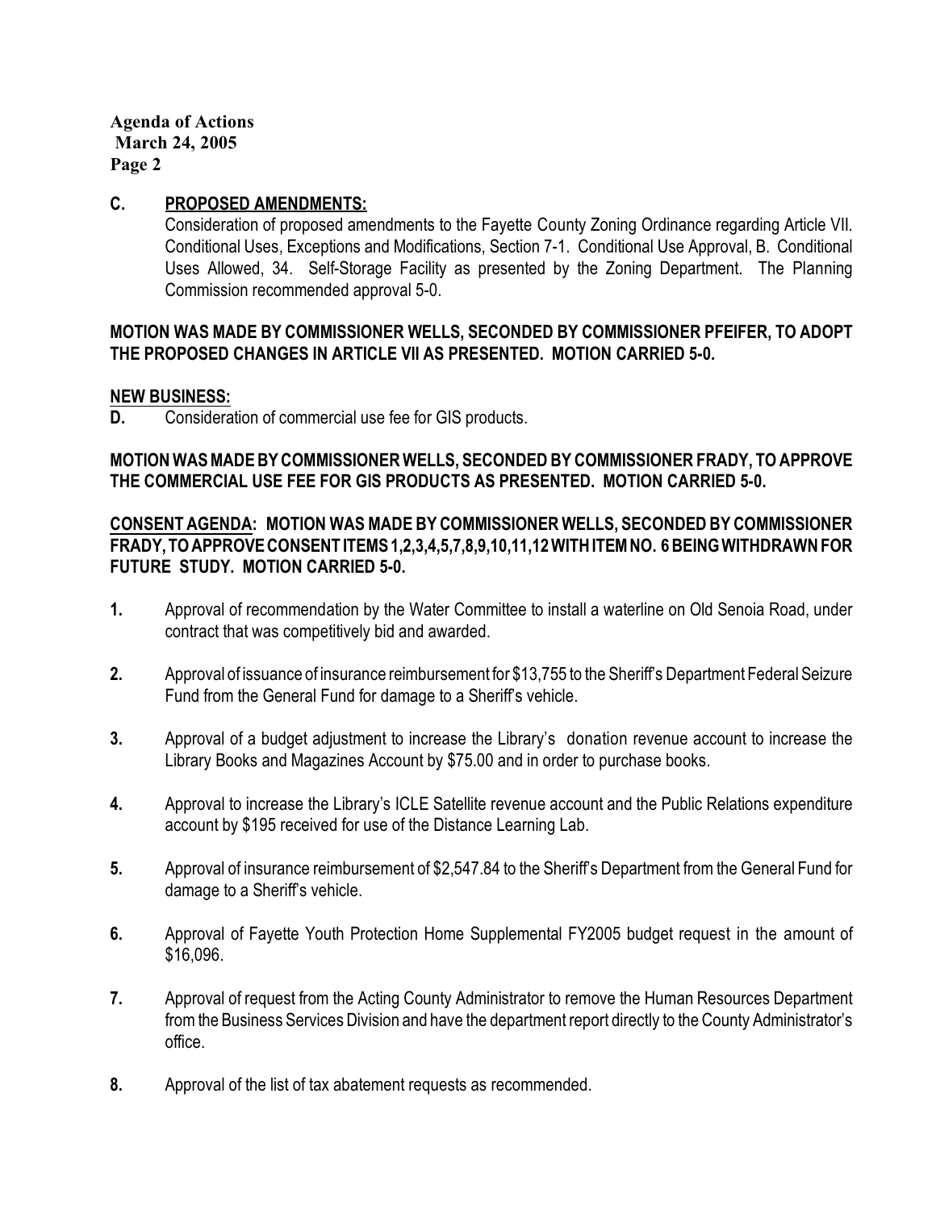**C. PROPOSED AMENDMENTS:**

Consideration of proposed amendments to the Fayette County Zoning Ordinance regarding Article VII. Conditional Uses, Exceptions and Modifications, Section 7-1. Conditional Use Approval, B. Conditional Uses Allowed, 34. Self-Storage Facility as presented by the Zoning Department. The Planning Commission recommended approval 5-0.

**MOTION WAS MADE BY COMMISSIONER WELLS, SECONDED BY COMMISSIONER PFEIFER, TO ADOPT THE PROPOSED CHANGES IN ARTICLE VII AS PRESENTED. MOTION CARRIED 5-0.**

**NEW BUSINESS:**

**D.** Consideration of commercial use fee for GIS products.

**MOTION WAS MADE BY COMMISSIONER WELLS, SECONDED BY COMMISSIONER FRADY, TO APPROVE THE COMMERCIAL USE FEE FOR GIS PRODUCTS AS PRESENTED. MOTION CARRIED 5-0.**

**CONSENT AGENDA: MOTION WAS MADE BY COMMISSIONER WELLS, SECONDED BY COMMISSIONER FRADY, TO APPROVE CONSENT ITEMS 1,2,3,4,5,7,8,9,10,11,12 WITH ITEM NO. 6 BEING WITHDRAWN FOR FUTURE STUDY. MOTION CARRIED 5-0.**

1. Approval of recommendation by the Water Committee to install a waterline on Old Senoia Road, under contract that was competitively bid and awarded.

2. Approval of issuance of insurance reimbursement for $13,755 to the Sheriff's Department Federal Seizure Fund from the General Fund for damage to a Sheriff's vehicle.

3. Approval of a budget adjustment to increase the Library's donation revenue account to increase the Library Books and Magazines Account by $75.00 and in order to purchase books.

4. Approval to increase the Library's ICLE Satellite revenue account and the Public Relations expenditure account by $195 received for use of the Distance Learning Lab.

5. Approval of insurance reimbursement of $2,547.84 to the Sheriff's Department from the General Fund for damage to a Sheriff's vehicle.

6. Approval of Fayette Youth Protection Home Supplemental FY2005 budget request in the amount of $16,096.

7. Approval of request from the Acting County Administrator to remove the Human Resources Department from the Business Services Division and have the department report directly to the County Administrator's office.

8. Approval of the list of tax abatement requests as recommended.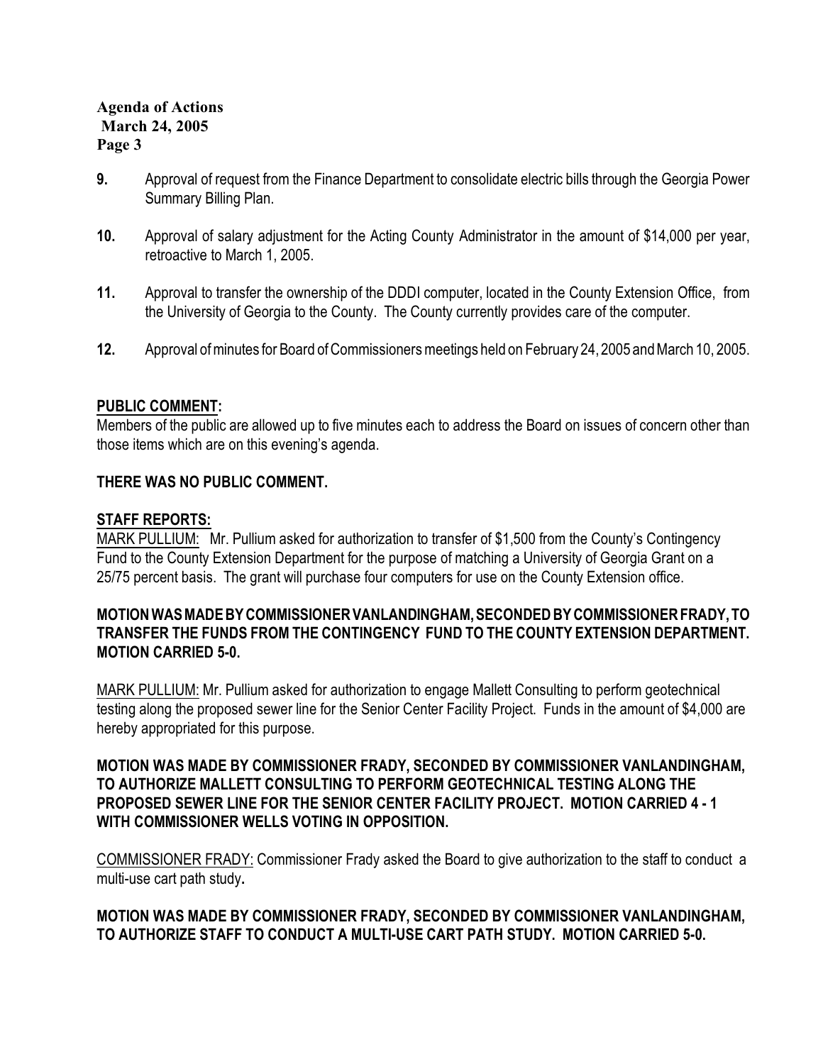9. Approval of request from the Finance Department to consolidate electric bills through the Georgia Power Summary Billing Plan.

10. Approval of salary adjustment for the Acting County Administrator in the amount of $14,000 per year, retroactive to March 1, 2005.

11. Approval to transfer the ownership of the DDDI computer, located in the County Extension Office, from the University of Georgia to the County. The County currently provides care of the computer.

12. Approval of minutes for Board of Commissioners meetings held on February 24, 2005 and March 10, 2005.

## PUBLIC COMMENT:

Members of the public are allowed up to five minutes each to address the Board on issues of concern other than those items which are on this evening's agenda.

**THERE WAS NO PUBLIC COMMENT.**

## STAFF REPORTS:

MARK PULLIUM: Mr. Pullium asked for authorization to transfer of $1,500 from the County's Contingency Fund to the County Extension Department for the purpose of matching a University of Georgia Grant on a 25/75 percent basis. The grant will purchase four computers for use on the County Extension office.

**MOTION WAS MADE BY COMMISSIONER VANLANDINGHAM, SECONDED BY COMMISSIONER FRADY, TO TRANSFER THE FUNDS FROM THE CONTINGENCY FUND TO THE COUNTY EXTENSION DEPARTMENT. MOTION CARRIED 5-0.**

MARK PULLIUM: Mr. Pullium asked for authorization to engage Mallett Consulting to perform geotechnical testing along the proposed sewer line for the Senior Center Facility Project. Funds in the amount of $4,000 are hereby appropriated for this purpose.

**MOTION WAS MADE BY COMMISSIONER FRADY, SECONDED BY COMMISSIONER VANLANDINGHAM, TO AUTHORIZE MALLETT CONSULTING TO PERFORM GEOTECHNICAL TESTING ALONG THE PROPOSED SEWER LINE FOR THE SENIOR CENTER FACILITY PROJECT. MOTION CARRIED 4 - 1 WITH COMMISSIONER WELLS VOTING IN OPPOSITION.**

COMMISSIONER FRADY: Commissioner Frady asked the Board to give authorization to the staff to conduct a multi-use cart path study.

**MOTION WAS MADE BY COMMISSIONER FRADY, SECONDED BY COMMISSIONER VANLANDINGHAM, TO AUTHORIZE STAFF TO CONDUCT A MULTI-USE CART PATH STUDY. MOTION CARRIED 5-0.**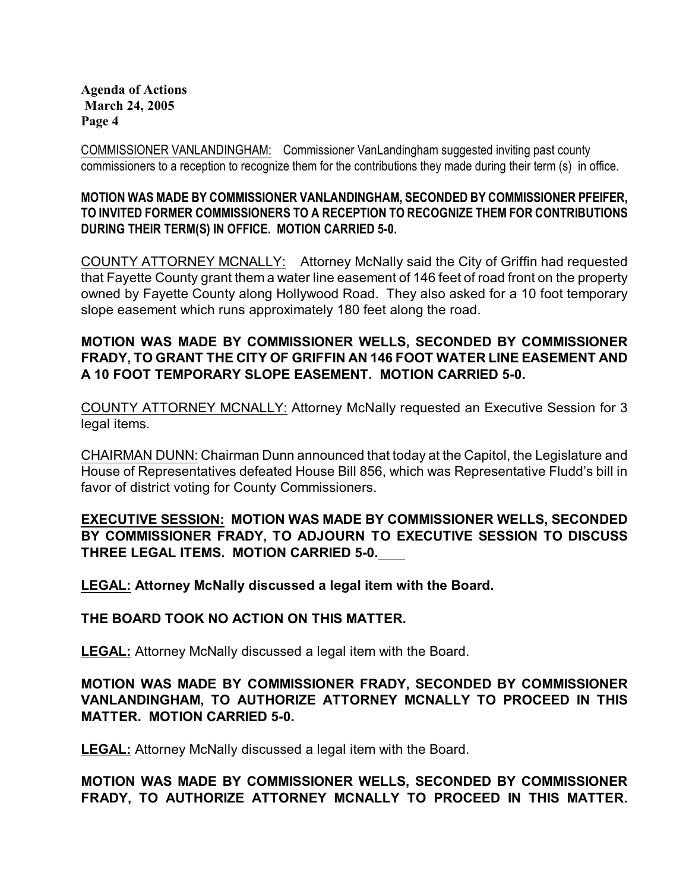COMMISSIONER VANLANDINGHAM: Commissioner VanLandingham suggested inviting past county commissioners to a reception to recognize them for the contributions they made during their term (s) in office.

**MOTION WAS MADE BY COMMISSIONER VANLANDINGHAM, SECONDED BY COMMISSIONER PFEIFER, TO INVITED FORMER COMMISSIONERS TO A RECEPTION TO RECOGNIZE THEM FOR CONTRIBUTIONS DURING THEIR TERM(S) IN OFFICE. MOTION CARRIED 5-0.**

COUNTY ATTORNEY MCNALLY: Attorney McNally said the City of Griffin had requested that Fayette County grant them a water line easement of 146 feet of road front on the property owned by Fayette County along Hollywood Road. They also asked for a 10 foot temporary slope easement which runs approximately 180 feet along the road.

**MOTION WAS MADE BY COMMISSIONER WELLS, SECONDED BY COMMISSIONER FRADY, TO GRANT THE CITY OF GRIFFIN AN 146 FOOT WATER LINE EASEMENT AND A 10 FOOT TEMPORARY SLOPE EASEMENT. MOTION CARRIED 5-0.**

COUNTY ATTORNEY MCNALLY: Attorney McNally requested an Executive Session for 3 legal items.

CHAIRMAN DUNN: Chairman Dunn announced that today at the Capitol, the Legislature and House of Representatives defeated House Bill 856, which was Representative Fludd's bill in favor of district voting for County Commissioners.

**EXECUTIVE SESSION: MOTION WAS MADE BY COMMISSIONER WELLS, SECONDED BY COMMISSIONER FRADY, TO ADJOURN TO EXECUTIVE SESSION TO DISCUSS THREE LEGAL ITEMS. MOTION CARRIED 5-0.**

**LEGAL: Attorney McNally discussed a legal item with the Board.**

**THE BOARD TOOK NO ACTION ON THIS MATTER.**

**LEGAL:** Attorney McNally discussed a legal item with the Board.

**MOTION WAS MADE BY COMMISSIONER FRADY, SECONDED BY COMMISSIONER VANLANDINGHAM, TO AUTHORIZE ATTORNEY MCNALLY TO PROCEED IN THIS MATTER. MOTION CARRIED 5-0.**

**LEGAL:** Attorney McNally discussed a legal item with the Board.

**MOTION WAS MADE BY COMMISSIONER WELLS, SECONDED BY COMMISSIONER FRADY, TO AUTHORIZE ATTORNEY MCNALLY TO PROCEED IN THIS MATTER.**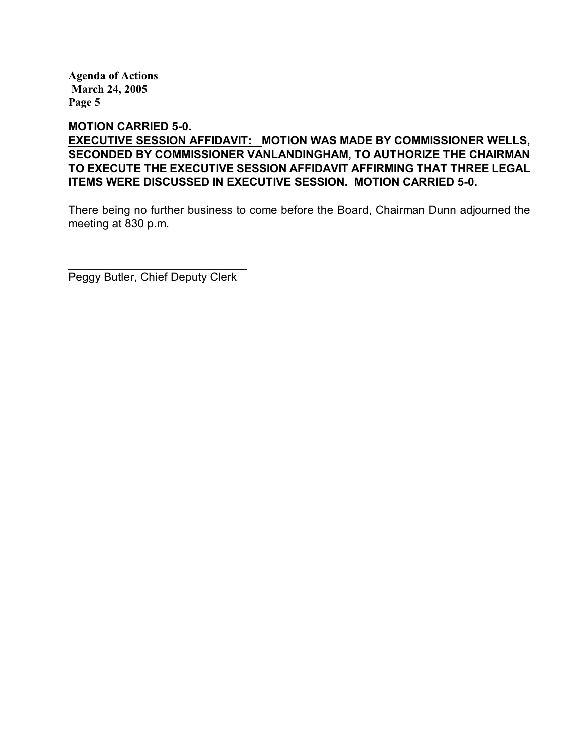**MOTION CARRIED 5-0.**
**<u>EXECUTIVE SESSION AFFIDAVIT:</u> MOTION WAS MADE BY COMMISSIONER WELLS, SECONDED BY COMMISSIONER VANLANDINGHAM, TO AUTHORIZE THE CHAIRMAN TO EXECUTE THE EXECUTIVE SESSION AFFIDAVIT AFFIRMING THAT THREE LEGAL ITEMS WERE DISCUSSED IN EXECUTIVE SESSION. MOTION CARRIED 5-0.**

There being no further business to come before the Board, Chairman Dunn adjourned the meeting at 830 p.m.

\_\_\_\_\_\_\_\_\_\_\_\_\_\_\_\_\_\_\_\_\_\_\_\_\_\_\_\_\_\_
Peggy Butler, Chief Deputy Clerk